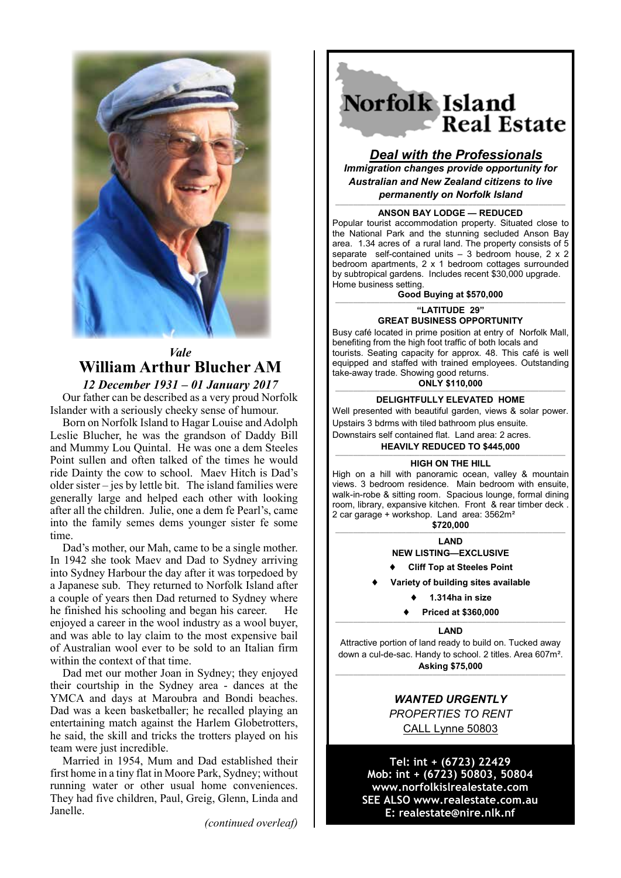*Vale*

# William Arthur Blucher AM

*12 December 1931 – 01 January 2017*

Our father can be described as a very proud Norfolk Islander with a seriously cheeky sense of humour.

Born on Norfolk Island to Hagar Louise and Adolph Leslie Blucher, he was the grandson of Daddy Bill and Mummy Lou Quintal. He was one a dem Steeles Point sullen and often talked of the times he would ride Dainty the cow to school. Maev Hitch is Dad's older sister – jes by lettle bit. The island families were generally large and helped each other with looking after all the children. Julie, one a dem fe Pearl's, came into the family semes dems younger sister fe some time.

Dad's mother, our Mah, came to be a single mother. In 1942 she took Maev and Dad to Sydney arriving into Sydney Harbour the day after it was torpedoed by a Japanese sub. They returned to Norfolk Island after a couple of years then Dad returned to Sydney where he finished his schooling and began his career. He enjoyed a career in the wool industry as a wool buyer, and was able to lay claim to the most expensive bail of Australian wool ever to be sold to an Italian firm within the context of that time.

Dad met our mother Joan in Sydney; they enjoyed their courtship in the Sydney area - dances at the YMCA and days at Maroubra and Bondi beaches. Dad was a keen basketballer; he recalled playing an entertaining match against the Harlem Globetrotters, he said, the skill and tricks the trotters played on his team were just incredible.

Married in 1954, Mum and Dad established their first home in a tiny flat in Moore Park, Sydney; without running water or other usual home conveniences. They had five children, Paul, Greig, Glenn, Linda and Janelle.

*(continued overleaf)*

---

# Norfolk Island Real Estate

## *Deal with the Professionals*

***Immigration changes provide opportunity for Australian and New Zealand citizens to live permanently on Norfolk Island***

**ANSON BAY LODGE — REDUCED**

Popular tourist accommodation property. Situated close to the National Park and the stunning secluded Anson Bay area. 1.34 acres of a rural land. The property consists of 5 separate self-contained units – 3 bedroom house, 2 x 2 bedroom apartments, 2 x 1 bedroom cottages surrounded by subtropical gardens. Includes recent $30,000 upgrade. Home business setting.

**Good Buying at $570,000**

**"LATITUDE 29"**
**GREAT BUSINESS OPPORTUNITY**

Busy café located in prime position at entry of Norfolk Mall, benefiting from the high foot traffic of both locals and tourists. Seating capacity for approx. 48. This café is well equipped and staffed with trained employees. Outstanding take-away trade. Showing good returns.

**ONLY $110,000**

**DELIGHTFULLY ELEVATED HOME**

Well presented with beautiful garden, views & solar power. Upstairs 3 bdrms with tiled bathroom plus ensuite. Downstairs self contained flat. Land area: 2 acres.

**HEAVILY REDUCED TO $445,000**

**HIGH ON THE HILL**

High on a hill with panoramic ocean, valley & mountain views. 3 bedroom residence. Main bedroom with ensuite, walk-in-robe & sitting room. Spacious lounge, formal dining room, library, expansive kitchen. Front & rear timber deck. 2 car garage + workshop. Land area: 3562m²

**$720,000**

**LAND**
**NEW LISTING—EXCLUSIVE**

- **Cliff Top at Steeles Point**
- **Variety of building sites available**
- **1.314ha in size**
- **Priced at $360,000**

**LAND**

Attractive portion of land ready to build on. Tucked away down a cul-de-sac. Handy to school. 2 titles. Area 607m².

**Asking $75,000**

***WANTED URGENTLY***
*PROPERTIES TO RENT*
CALL Lynne 50803

**Tel: int + (6723) 22429**
**Mob: int + (6723) 50803, 50804**
**www.norfolkislrealestate.com**
**SEE ALSO www.realestate.com.au**
**E: realestate@nire.nlk.nf**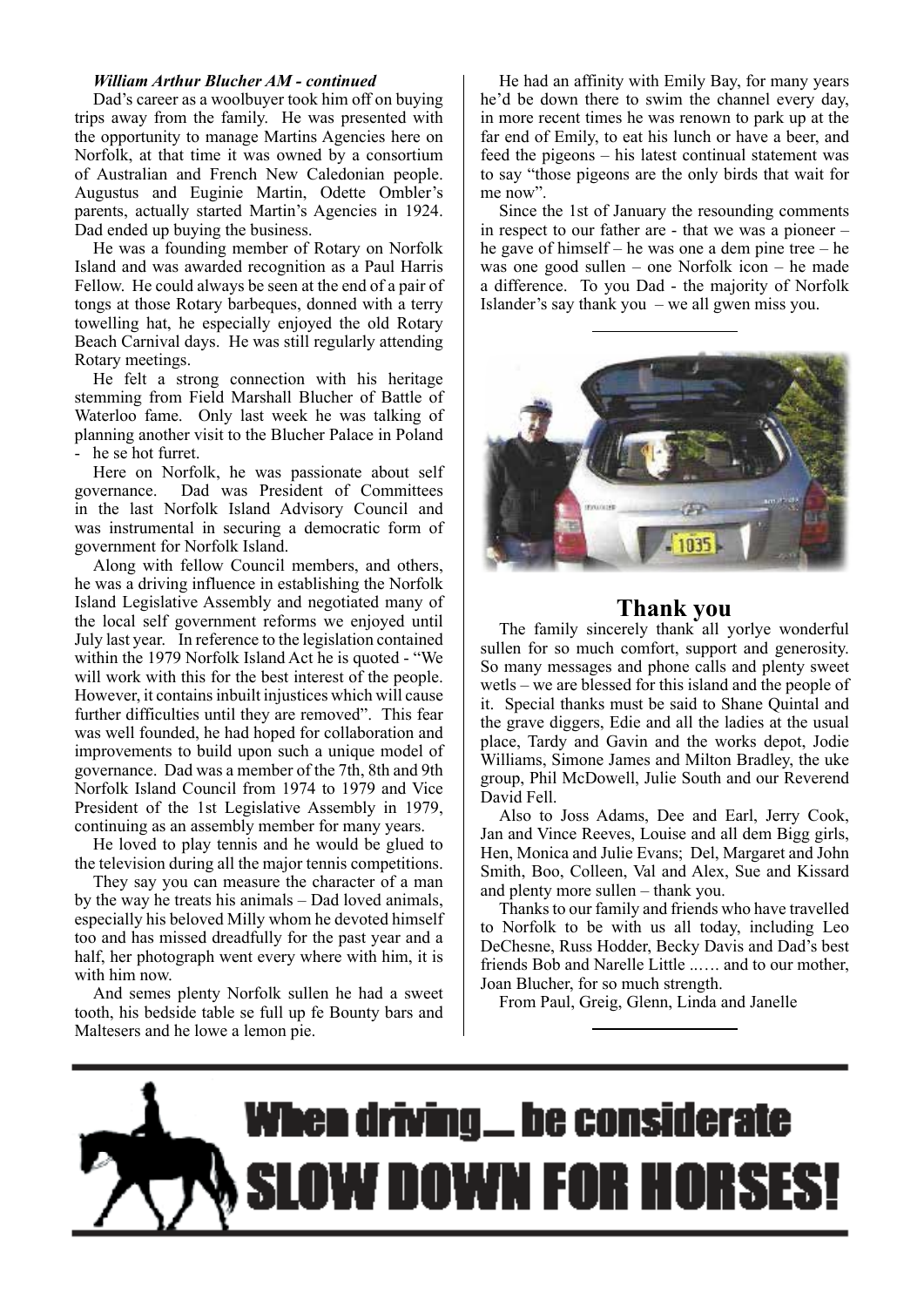***William Arthur Blucher AM - continued***

Dad's career as a woolbuyer took him off on buying trips away from the family. He was presented with the opportunity to manage Martins Agencies here on Norfolk, at that time it was owned by a consortium of Australian and French New Caledonian people. Augustus and Euginie Martin, Odette Ombler's parents, actually started Martin's Agencies in 1924. Dad ended up buying the business.

He was a founding member of Rotary on Norfolk Island and was awarded recognition as a Paul Harris Fellow. He could always be seen at the end of a pair of tongs at those Rotary barbeques, donned with a terry towelling hat, he especially enjoyed the old Rotary Beach Carnival days. He was still regularly attending Rotary meetings.

He felt a strong connection with his heritage stemming from Field Marshall Blucher of Battle of Waterloo fame. Only last week he was talking of planning another visit to the Blucher Palace in Poland - he se hot furret.

Here on Norfolk, he was passionate about self governance. Dad was President of Committees in the last Norfolk Island Advisory Council and was instrumental in securing a democratic form of government for Norfolk Island.

Along with fellow Council members, and others, he was a driving influence in establishing the Norfolk Island Legislative Assembly and negotiated many of the local self government reforms we enjoyed until July last year. In reference to the legislation contained within the 1979 Norfolk Island Act he is quoted - "We will work with this for the best interest of the people. However, it contains inbuilt injustices which will cause further difficulties until they are removed". This fear was well founded, he had hoped for collaboration and improvements to build upon such a unique model of governance. Dad was a member of the 7th, 8th and 9th Norfolk Island Council from 1974 to 1979 and Vice President of the 1st Legislative Assembly in 1979, continuing as an assembly member for many years.

He loved to play tennis and he would be glued to the television during all the major tennis competitions.

They say you can measure the character of a man by the way he treats his animals – Dad loved animals, especially his beloved Milly whom he devoted himself too and has missed dreadfully for the past year and a half, her photograph went every where with him, it is with him now.

And semes plenty Norfolk sullen he had a sweet tooth, his bedside table se full up fe Bounty bars and Maltesers and he lowe a lemon pie.

He had an affinity with Emily Bay, for many years he'd be down there to swim the channel every day, in more recent times he was renown to park up at the far end of Emily, to eat his lunch or have a beer, and feed the pigeons – his latest continual statement was to say "those pigeons are the only birds that wait for me now".

Since the 1st of January the resounding comments in respect to our father are - that we was a pioneer – he gave of himself – he was one a dem pine tree – he was one good sullen – one Norfolk icon – he made a difference. To you Dad - the majority of Norfolk Islander's say thank you – we all gwen miss you.

---

## Thank you

The family sincerely thank all yorlye wonderful sullen for so much comfort, support and generosity. So many messages and phone calls and plenty sweet wetls – we are blessed for this island and the people of it. Special thanks must be said to Shane Quintal and the grave diggers, Edie and all the ladies at the usual place, Tardy and Gavin and the works depot, Jodie Williams, Simone James and Milton Bradley, the uke group, Phil McDowell, Julie South and our Reverend David Fell.

Also to Joss Adams, Dee and Earl, Jerry Cook, Jan and Vince Reeves, Louise and all dem Bigg girls, Hen, Monica and Julie Evans; Del, Margaret and John Smith, Boo, Colleen, Val and Alex, Sue and Kissard and plenty more sullen – thank you.

Thanks to our family and friends who have travelled to Norfolk to be with us all today, including Leo DeChesne, Russ Hodder, Becky Davis and Dad's best friends Bob and Narelle Little ..…. and to our mother, Joan Blucher, for so much strength.

From Paul, Greig, Glenn, Linda and Janelle

---

**When driving... be considerate**
**SLOW DOWN FOR HORSES!**